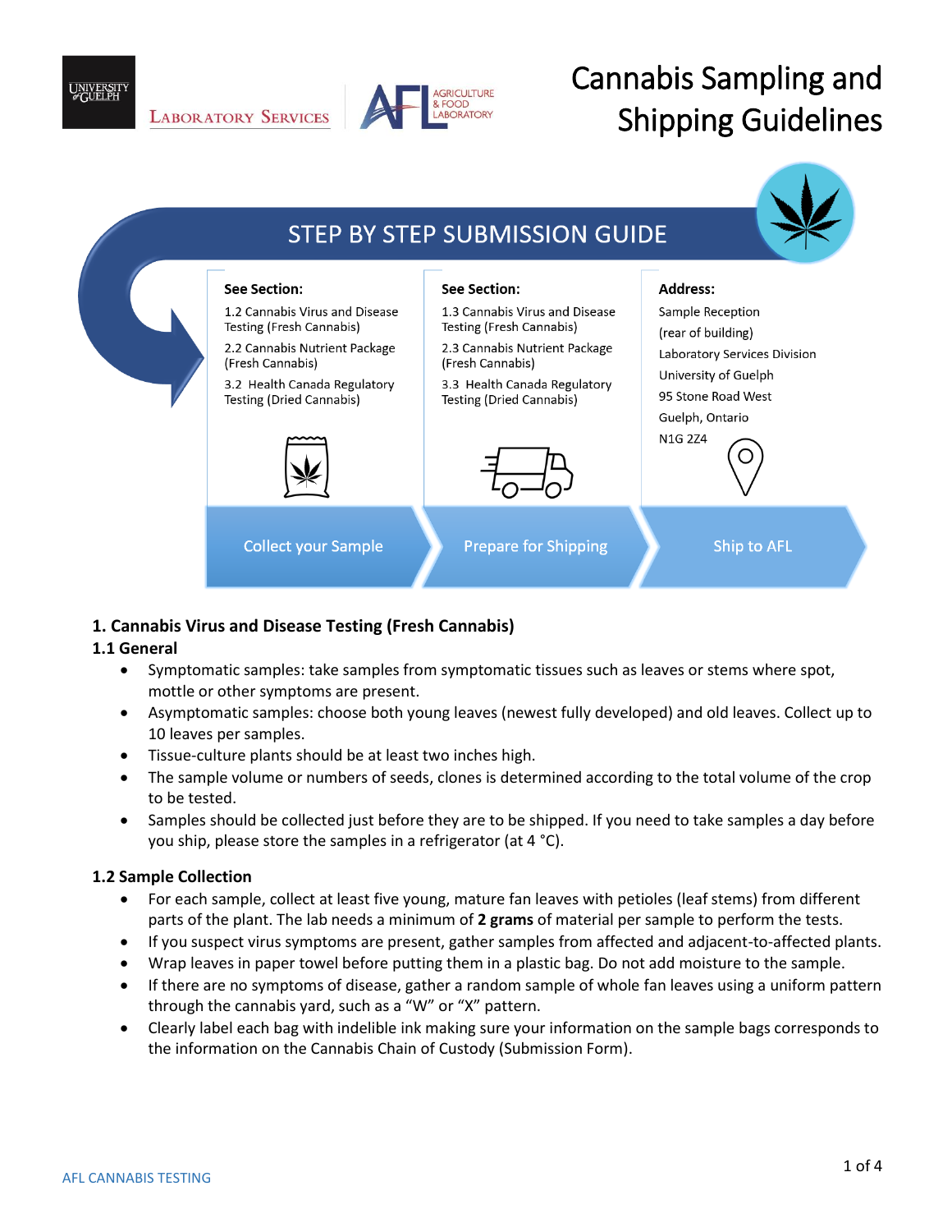# Cannabis Sampling and Shipping Guidelines

## STEP BY STEP SUBMISSION GUIDE

**Collect your Sample**

**See Section:**

1.2 Cannabis Virus and Disease Testing (Fresh Cannabis)

2.2 Cannabis Nutrient Package (Fresh Cannabis)

3.2 Health Canada Regulatory Testing (Dried Cannabis)

**Prepare for Shipping**

**See Section:**

1.3 Cannabis Virus and Disease Testing (Fresh Cannabis)

2.3 Cannabis Nutrient Package (Fresh Cannabis)

3.3 Health Canada Regulatory Testing (Dried Cannabis)

**Ship to AFL**

**Address:**

Sample Reception
(rear of building)
Laboratory Services Division
University of Guelph
95 Stone Road West
Guelph, Ontario
N1G 2Z4

## 1. Cannabis Virus and Disease Testing (Fresh Cannabis)

### 1.1 General

- Symptomatic samples: take samples from symptomatic tissues such as leaves or stems where spot, mottle or other symptoms are present.
- Asymptomatic samples: choose both young leaves (newest fully developed) and old leaves. Collect up to 10 leaves per samples.
- Tissue-culture plants should be at least two inches high.
- The sample volume or numbers of seeds, clones is determined according to the total volume of the crop to be tested.
- Samples should be collected just before they are to be shipped. If you need to take samples a day before you ship, please store the samples in a refrigerator (at 4 °C).

### 1.2 Sample Collection

- For each sample, collect at least five young, mature fan leaves with petioles (leaf stems) from different parts of the plant. The lab needs a minimum of **2 grams** of material per sample to perform the tests.
- If you suspect virus symptoms are present, gather samples from affected and adjacent-to-affected plants.
- Wrap leaves in paper towel before putting them in a plastic bag. Do not add moisture to the sample.
- If there are no symptoms of disease, gather a random sample of whole fan leaves using a uniform pattern through the cannabis yard, such as a "W" or "X" pattern.
- Clearly label each bag with indelible ink making sure your information on the sample bags corresponds to the information on the Cannabis Chain of Custody (Submission Form).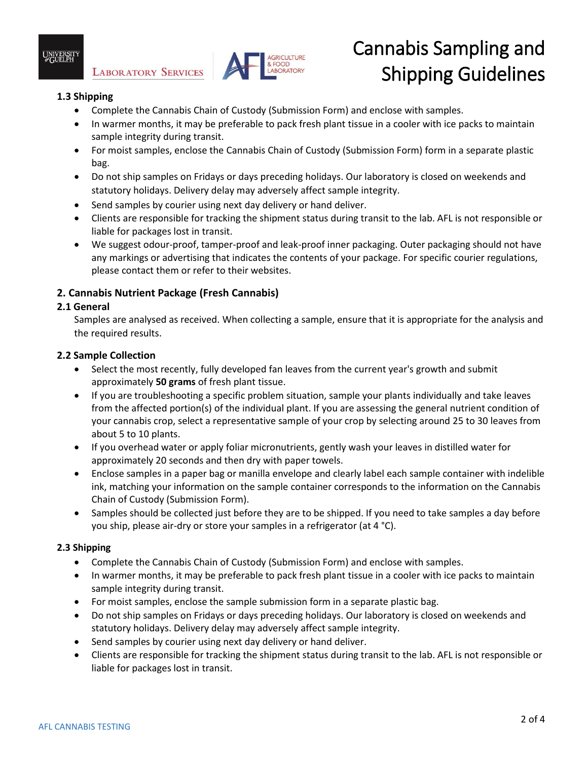### 1.3 Shipping

- Complete the Cannabis Chain of Custody (Submission Form) and enclose with samples.
- In warmer months, it may be preferable to pack fresh plant tissue in a cooler with ice packs to maintain sample integrity during transit.
- For moist samples, enclose the Cannabis Chain of Custody (Submission Form) form in a separate plastic bag.
- Do not ship samples on Fridays or days preceding holidays. Our laboratory is closed on weekends and statutory holidays. Delivery delay may adversely affect sample integrity.
- Send samples by courier using next day delivery or hand deliver.
- Clients are responsible for tracking the shipment status during transit to the lab. AFL is not responsible or liable for packages lost in transit.
- We suggest odour-proof, tamper-proof and leak-proof inner packaging. Outer packaging should not have any markings or advertising that indicates the contents of your package. For specific courier regulations, please contact them or refer to their websites.

## 2. Cannabis Nutrient Package (Fresh Cannabis)

### 2.1 General

Samples are analysed as received. When collecting a sample, ensure that it is appropriate for the analysis and the required results.

### 2.2 Sample Collection

- Select the most recently, fully developed fan leaves from the current year's growth and submit approximately **50 grams** of fresh plant tissue.
- If you are troubleshooting a specific problem situation, sample your plants individually and take leaves from the affected portion(s) of the individual plant. If you are assessing the general nutrient condition of your cannabis crop, select a representative sample of your crop by selecting around 25 to 30 leaves from about 5 to 10 plants.
- If you overhead water or apply foliar micronutrients, gently wash your leaves in distilled water for approximately 20 seconds and then dry with paper towels.
- Enclose samples in a paper bag or manilla envelope and clearly label each sample container with indelible ink, matching your information on the sample container corresponds to the information on the Cannabis Chain of Custody (Submission Form).
- Samples should be collected just before they are to be shipped. If you need to take samples a day before you ship, please air-dry or store your samples in a refrigerator (at 4 °C).

### 2.3 Shipping

- Complete the Cannabis Chain of Custody (Submission Form) and enclose with samples.
- In warmer months, it may be preferable to pack fresh plant tissue in a cooler with ice packs to maintain sample integrity during transit.
- For moist samples, enclose the sample submission form in a separate plastic bag.
- Do not ship samples on Fridays or days preceding holidays. Our laboratory is closed on weekends and statutory holidays. Delivery delay may adversely affect sample integrity.
- Send samples by courier using next day delivery or hand deliver.
- Clients are responsible for tracking the shipment status during transit to the lab. AFL is not responsible or liable for packages lost in transit.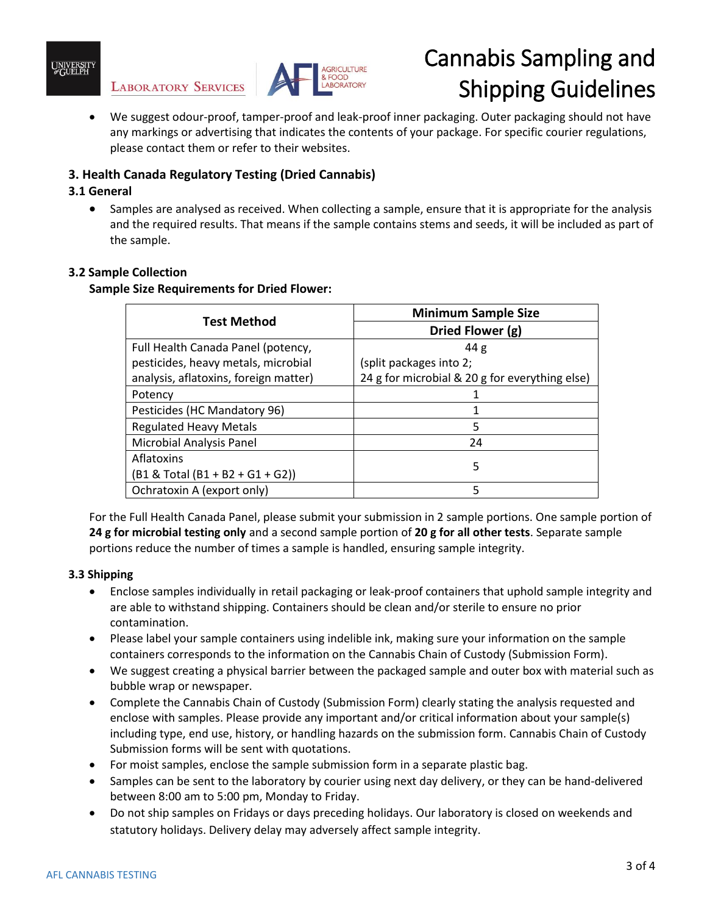- We suggest odour-proof, tamper-proof and leak-proof inner packaging. Outer packaging should not have any markings or advertising that indicates the contents of your package. For specific courier regulations, please contact them or refer to their websites.

## 3. Health Canada Regulatory Testing (Dried Cannabis)

### 3.1 General

- Samples are analysed as received. When collecting a sample, ensure that it is appropriate for the analysis and the required results. That means if the sample contains stems and seeds, it will be included as part of the sample.

### 3.2 Sample Collection

**Sample Size Requirements for Dried Flower:**

| Test Method | Minimum Sample Size |
|---|---|
| | Dried Flower (g) |
| Full Health Canada Panel (potency, pesticides, heavy metals, microbial analysis, aflatoxins, foreign matter) | 44 g (split packages into 2; 24 g for microbial & 20 g for everything else) |
| Potency | 1 |
| Pesticides (HC Mandatory 96) | 1 |
| Regulated Heavy Metals | 5 |
| Microbial Analysis Panel | 24 |
| Aflatoxins (B1 & Total (B1 + B2 + G1 + G2)) | 5 |
| Ochratoxin A (export only) | 5 |

For the Full Health Canada Panel, please submit your submission in 2 sample portions. One sample portion of **24 g for microbial testing only** and a second sample portion of **20 g for all other tests**. Separate sample portions reduce the number of times a sample is handled, ensuring sample integrity.

### 3.3 Shipping

- Enclose samples individually in retail packaging or leak-proof containers that uphold sample integrity and are able to withstand shipping. Containers should be clean and/or sterile to ensure no prior contamination.
- Please label your sample containers using indelible ink, making sure your information on the sample containers corresponds to the information on the Cannabis Chain of Custody (Submission Form).
- We suggest creating a physical barrier between the packaged sample and outer box with material such as bubble wrap or newspaper.
- Complete the Cannabis Chain of Custody (Submission Form) clearly stating the analysis requested and enclose with samples. Please provide any important and/or critical information about your sample(s) including type, end use, history, or handling hazards on the submission form. Cannabis Chain of Custody Submission forms will be sent with quotations.
- For moist samples, enclose the sample submission form in a separate plastic bag.
- Samples can be sent to the laboratory by courier using next day delivery, or they can be hand-delivered between 8:00 am to 5:00 pm, Monday to Friday.
- Do not ship samples on Fridays or days preceding holidays. Our laboratory is closed on weekends and statutory holidays. Delivery delay may adversely affect sample integrity.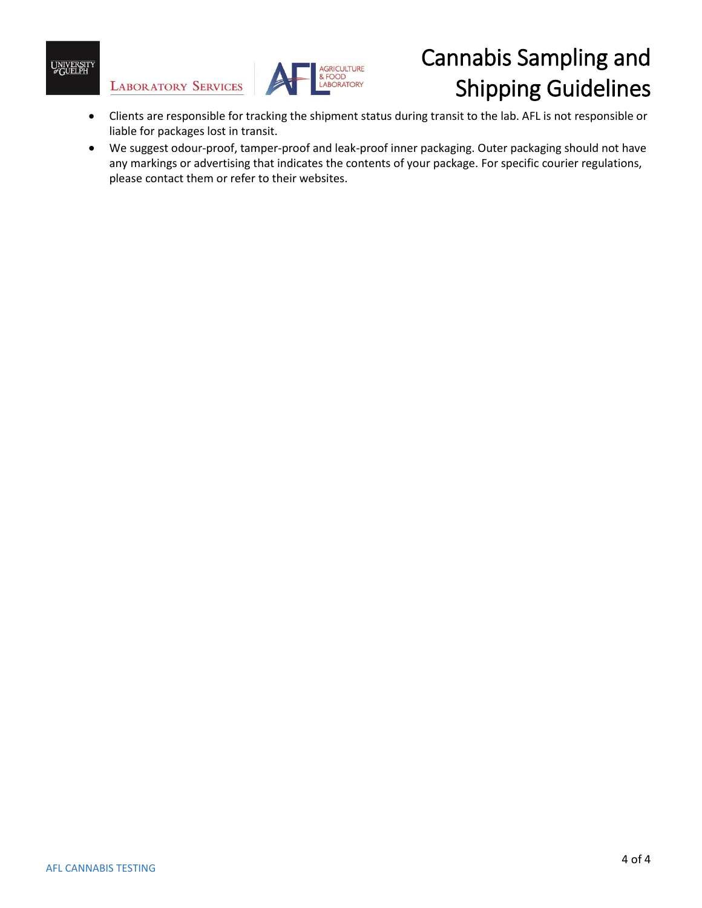- Clients are responsible for tracking the shipment status during transit to the lab. AFL is not responsible or liable for packages lost in transit.
- We suggest odour-proof, tamper-proof and leak-proof inner packaging. Outer packaging should not have any markings or advertising that indicates the contents of your package. For specific courier regulations, please contact them or refer to their websites.